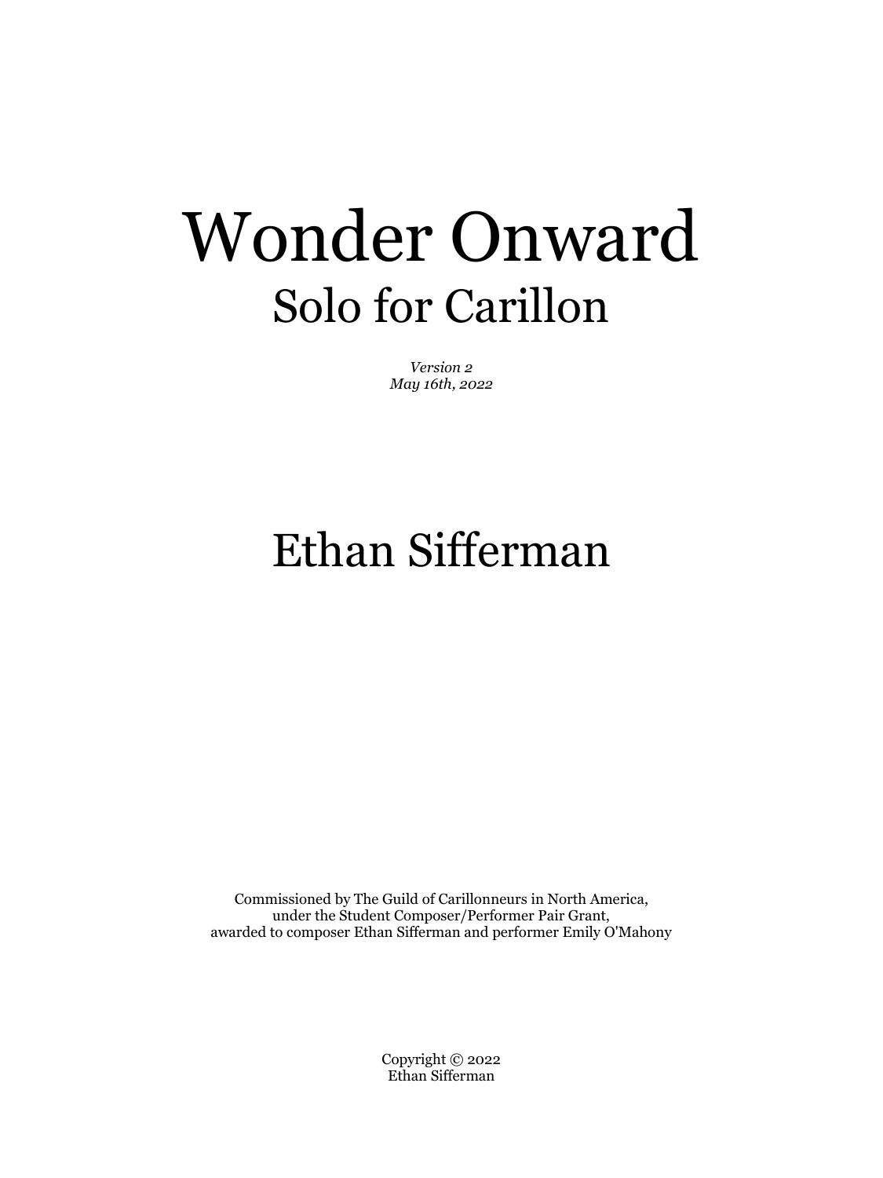# Wonder Onward

## Solo for Carillon

*Version 2*
*May 16th, 2022*

## Ethan Sifferman

Commissioned by The Guild of Carillonneurs in North America,
under the Student Composer/Performer Pair Grant,
awarded to composer Ethan Sifferman and performer Emily O'Mahony

Copyright © 2022
Ethan Sifferman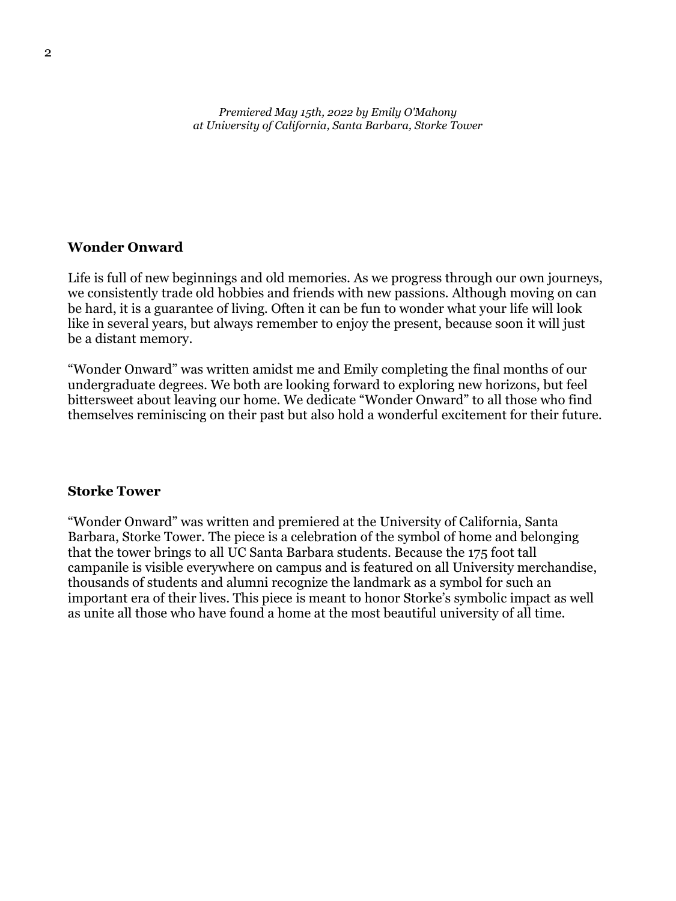*Premiered May 15th, 2022 by Emily O'Mahony*
*at University of California, Santa Barbara, Storke Tower*

## Wonder Onward

Life is full of new beginnings and old memories. As we progress through our own journeys, we consistently trade old hobbies and friends with new passions. Although moving on can be hard, it is a guarantee of living. Often it can be fun to wonder what your life will look like in several years, but always remember to enjoy the present, because soon it will just be a distant memory.

"Wonder Onward" was written amidst me and Emily completing the final months of our undergraduate degrees. We both are looking forward to exploring new horizons, but feel bittersweet about leaving our home. We dedicate "Wonder Onward" to all those who find themselves reminiscing on their past but also hold a wonderful excitement for their future.

## Storke Tower

"Wonder Onward" was written and premiered at the University of California, Santa Barbara, Storke Tower. The piece is a celebration of the symbol of home and belonging that the tower brings to all UC Santa Barbara students. Because the 175 foot tall campanile is visible everywhere on campus and is featured on all University merchandise, thousands of students and alumni recognize the landmark as a symbol for such an important era of their lives. This piece is meant to honor Storke's symbolic impact as well as unite all those who have found a home at the most beautiful university of all time.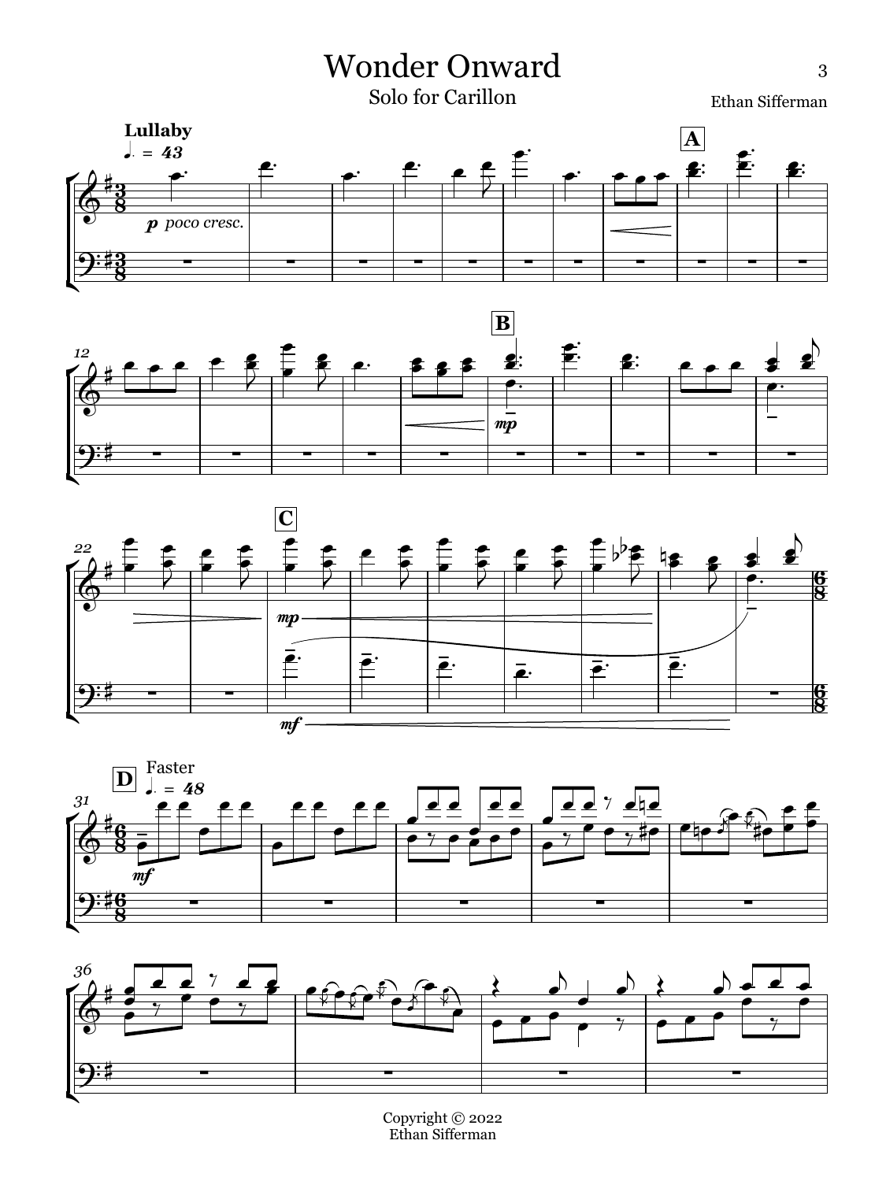# Wonder Onward

Solo for Carillon

Ethan Sifferman

Copyright © 2022
Ethan Sifferman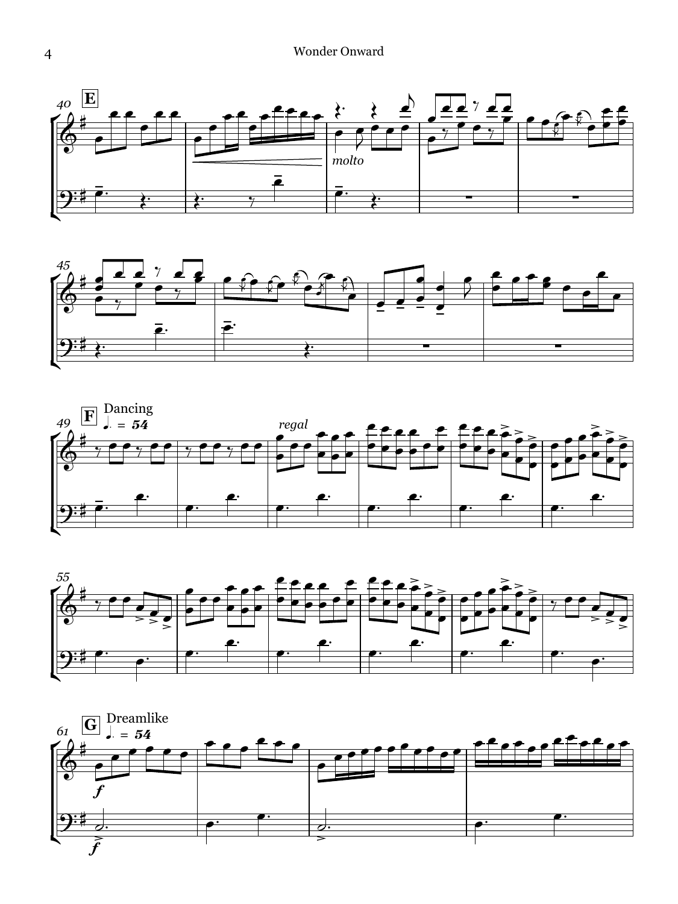**E**

*molto*

**F** Dancing ♩. = 54

*regal*

**G** Dreamlike ♩. = 54

*f*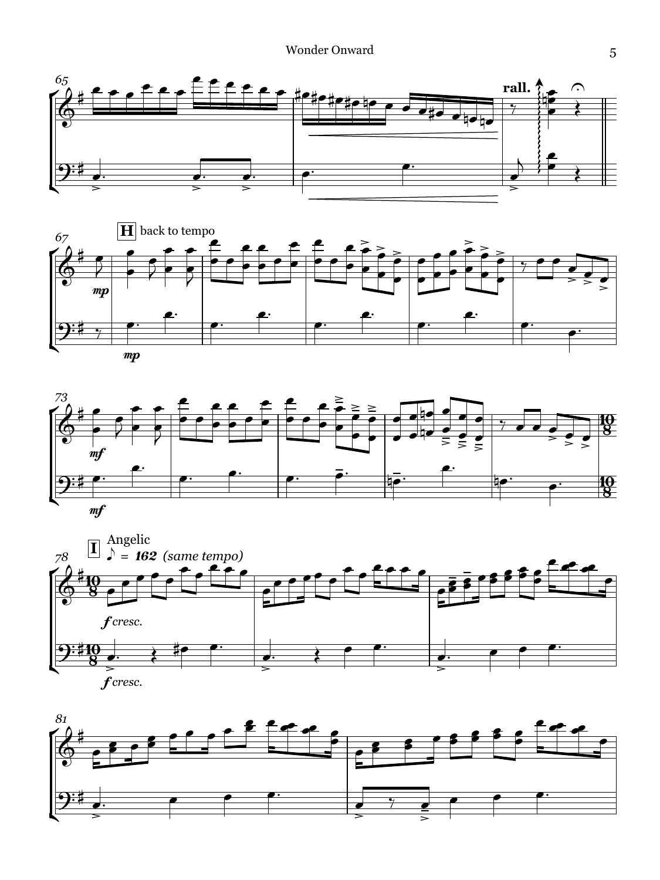rall.

**H** back to tempo

*mp*

*mf*

**I** Angelic

♪ = *162* *(same tempo)*

*f cresc.*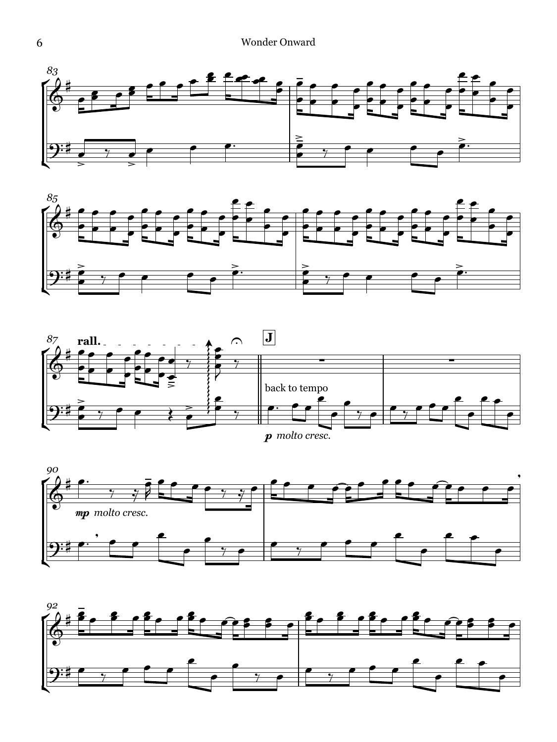83

85

87

**rall.**

**J**

back to tempo

*p* *molto cresc.*

90

*mp* *molto cresc.*

92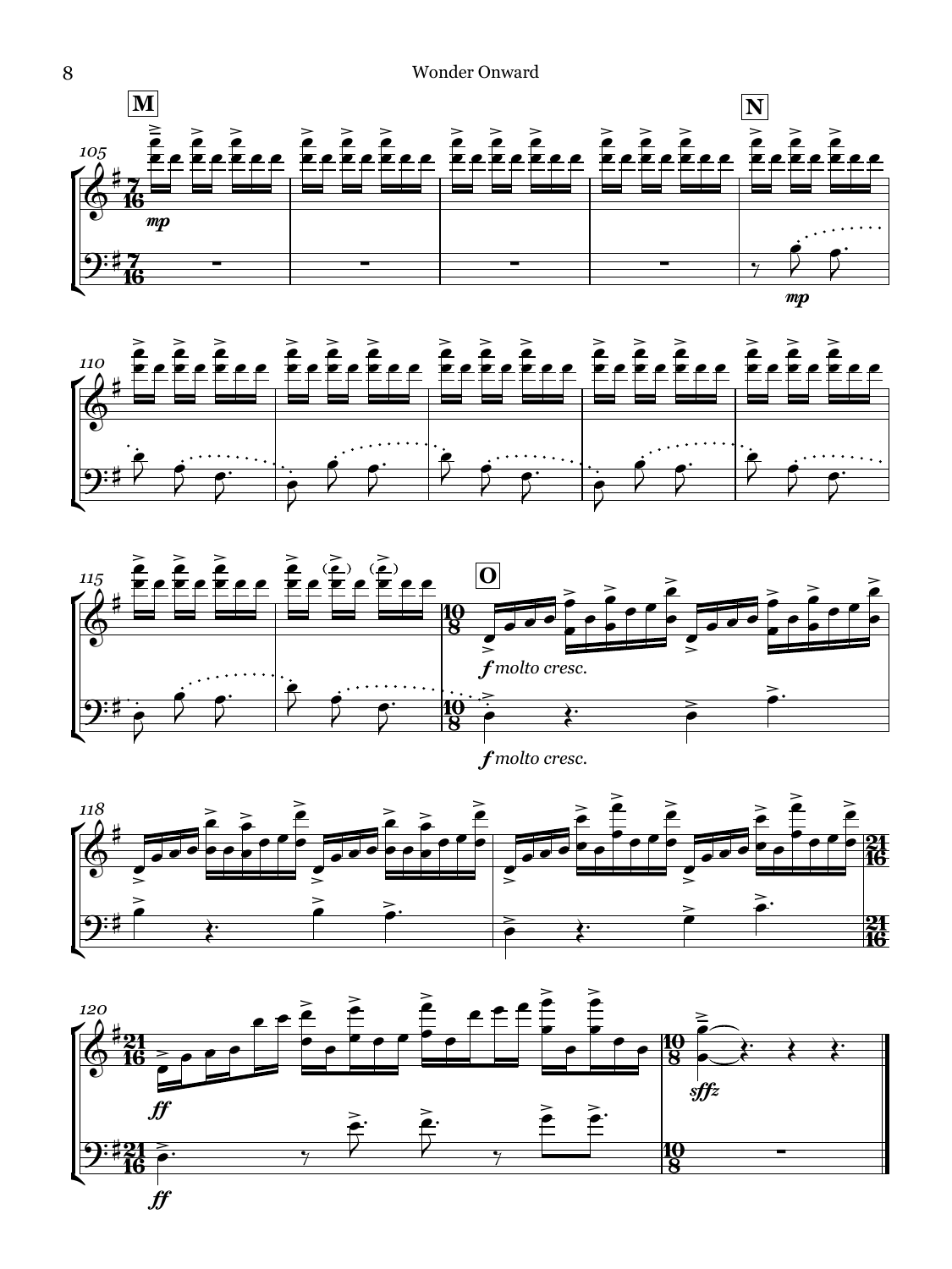M

N

mp

mp

O

*f molto cresc.*

*f molto cresc.*

*ff*

*ff*

*sffz*